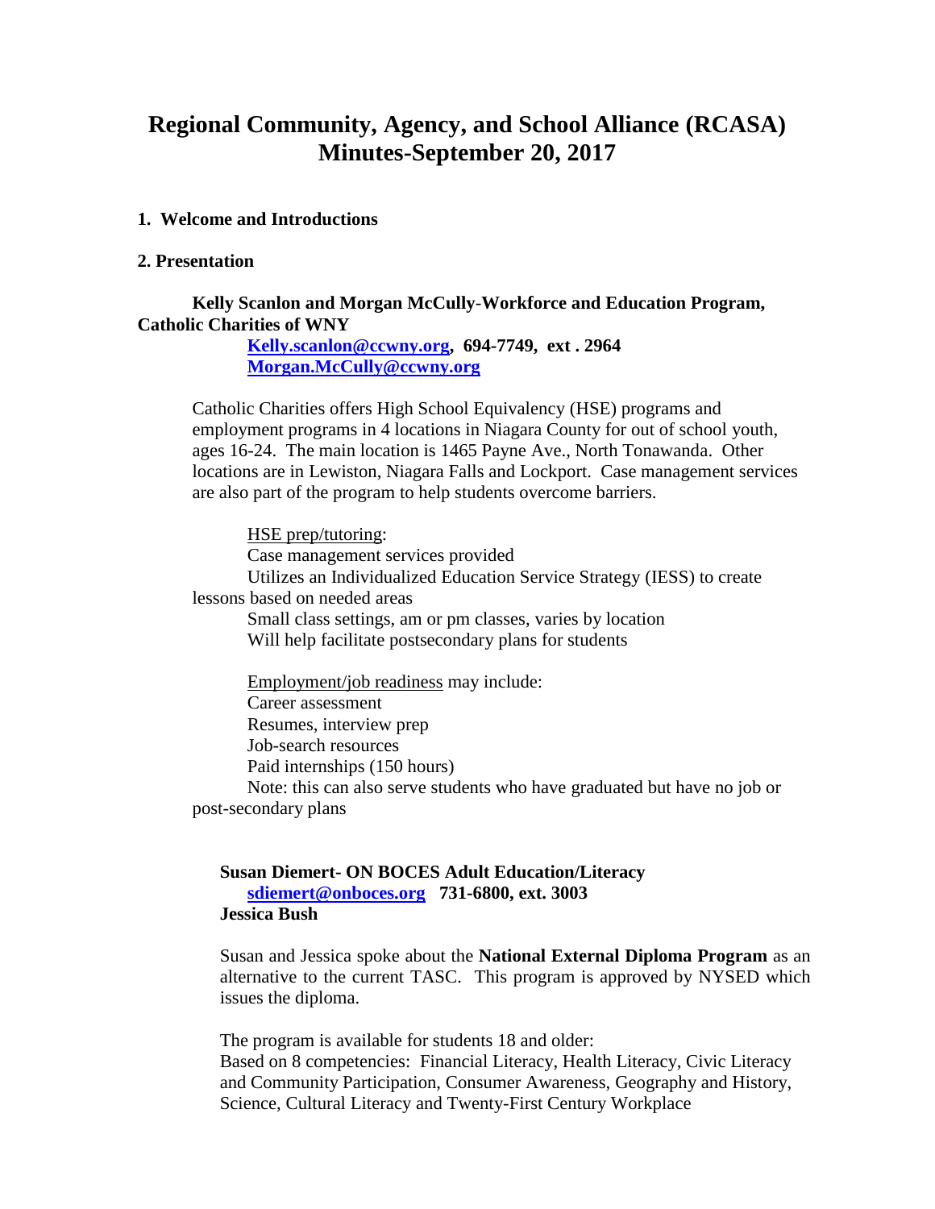# Regional Community, Agency, and School Alliance (RCASA) Minutes-September 20, 2017

**1. Welcome and Introductions**

**2. Presentation**

**Kelly Scanlon and Morgan McCully-Workforce and Education Program, Catholic Charities of WNY**
**Kelly.scanlon@ccwny.org, 694-7749, ext . 2964**
**Morgan.McCully@ccwny.org**

Catholic Charities offers High School Equivalency (HSE) programs and employment programs in 4 locations in Niagara County for out of school youth, ages 16-24. The main location is 1465 Payne Ave., North Tonawanda. Other locations are in Lewiston, Niagara Falls and Lockport. Case management services are also part of the program to help students overcome barriers.

<u>HSE prep/tutoring</u>:
Case management services provided
Utilizes an Individualized Education Service Strategy (IESS) to create lessons based on needed areas
Small class settings, am or pm classes, varies by location
Will help facilitate postsecondary plans for students

<u>Employment/job readiness</u> may include:
Career assessment
Resumes, interview prep
Job-search resources
Paid internships (150 hours)
Note: this can also serve students who have graduated but have no job or post-secondary plans

**Susan Diemert- ON BOCES Adult Education/Literacy**
**sdiemert@onboces.org 731-6800, ext. 3003**
**Jessica Bush**

Susan and Jessica spoke about the **National External Diploma Program** as an alternative to the current TASC. This program is approved by NYSED which issues the diploma.

The program is available for students 18 and older:
Based on 8 competencies: Financial Literacy, Health Literacy, Civic Literacy and Community Participation, Consumer Awareness, Geography and History, Science, Cultural Literacy and Twenty-First Century Workplace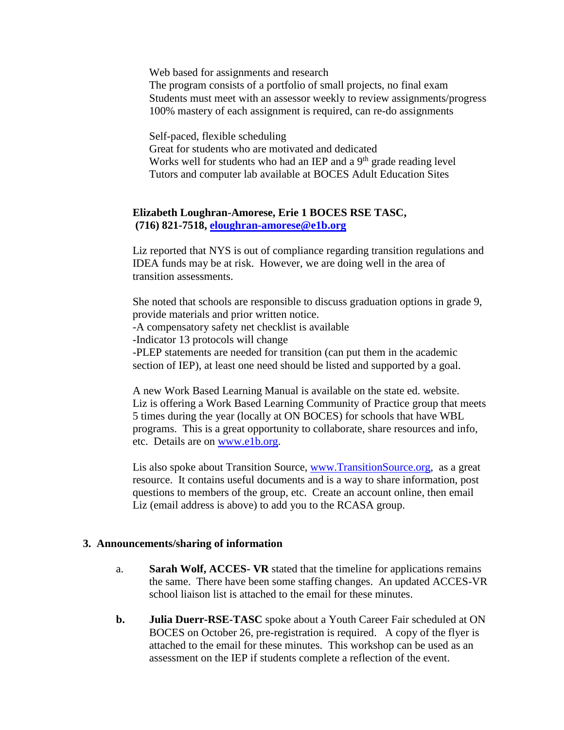Web based for assignments and research
The program consists of a portfolio of small projects, no final exam
Students must meet with an assessor weekly to review assignments/progress
100% mastery of each assignment is required, can re-do assignments

Self-paced, flexible scheduling
Great for students who are motivated and dedicated
Works well for students who had an IEP and a 9th grade reading level
Tutors and computer lab available at BOCES Adult Education Sites

**Elizabeth Loughran-Amorese, Erie 1 BOCES RSE TASC, (716) 821-7518, eloughran-amorese@e1b.org**

Liz reported that NYS is out of compliance regarding transition regulations and IDEA funds may be at risk. However, we are doing well in the area of transition assessments.

She noted that schools are responsible to discuss graduation options in grade 9, provide materials and prior written notice.
-A compensatory safety net checklist is available
-Indicator 13 protocols will change
-PLEP statements are needed for transition (can put them in the academic section of IEP), at least one need should be listed and supported by a goal.

A new Work Based Learning Manual is available on the state ed. website. Liz is offering a Work Based Learning Community of Practice group that meets 5 times during the year (locally at ON BOCES) for schools that have WBL programs. This is a great opportunity to collaborate, share resources and info, etc. Details are on www.e1b.org.

Lis also spoke about Transition Source, www.TransitionSource.org, as a great resource. It contains useful documents and is a way to share information, post questions to members of the group, etc. Create an account online, then email Liz (email address is above) to add you to the RCASA group.

**3. Announcements/sharing of information**

a. **Sarah Wolf, ACCES- VR** stated that the timeline for applications remains the same. There have been some staffing changes. An updated ACCES-VR school liaison list is attached to the email for these minutes.

**b.** **Julia Duerr-RSE-TASC** spoke about a Youth Career Fair scheduled at ON BOCES on October 26, pre-registration is required. A copy of the flyer is attached to the email for these minutes. This workshop can be used as an assessment on the IEP if students complete a reflection of the event.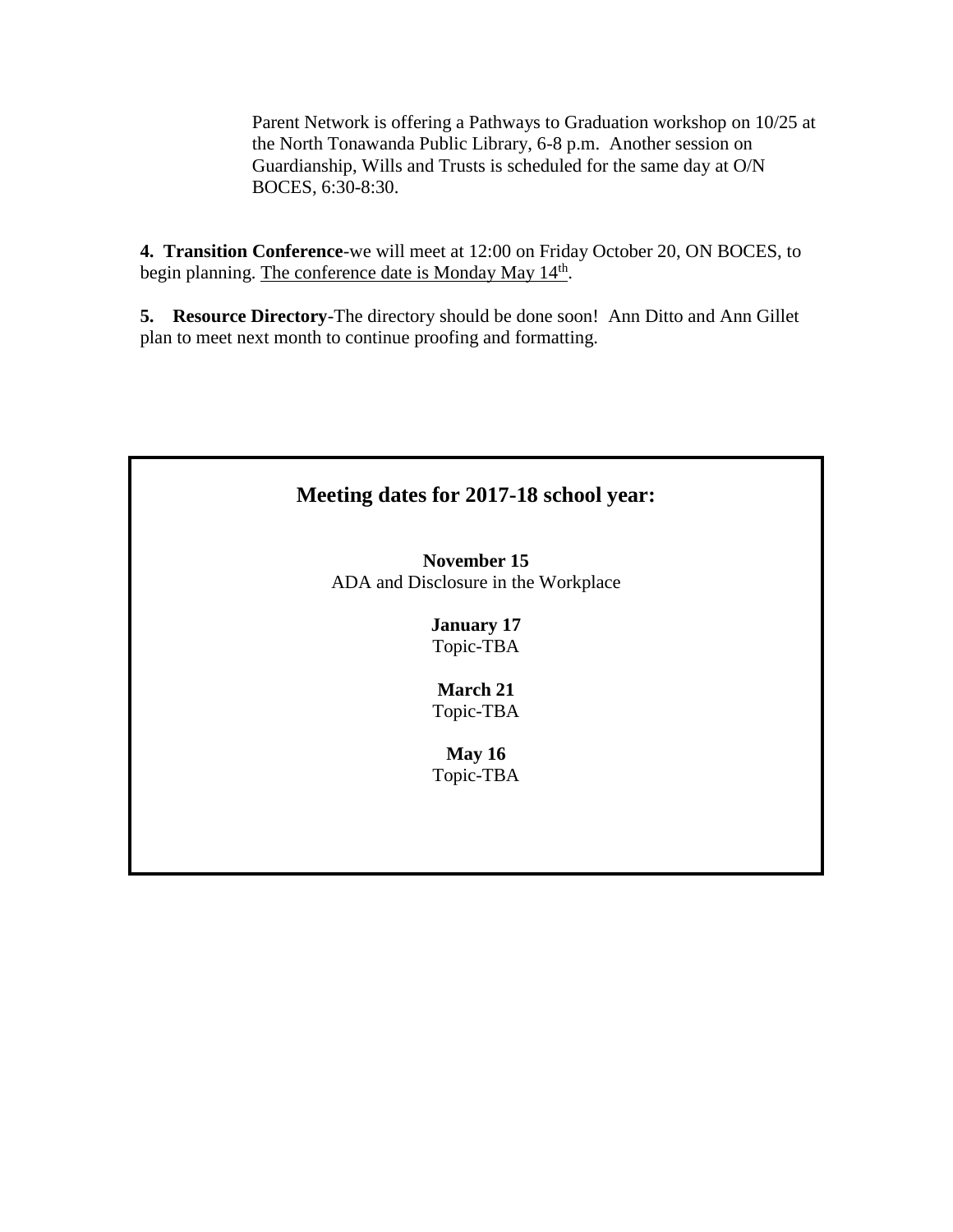Parent Network is offering a Pathways to Graduation workshop on 10/25 at the North Tonawanda Public Library, 6-8 p.m. Another session on Guardianship, Wills and Trusts is scheduled for the same day at O/N BOCES, 6:30-8:30.

**4. Transition Conference**-we will meet at 12:00 on Friday October 20, ON BOCES, to begin planning. The conference date is Monday May 14th.

**5. Resource Directory**-The directory should be done soon! Ann Ditto and Ann Gillet plan to meet next month to continue proofing and formatting.

## Meeting dates for 2017-18 school year:

**November 15**
ADA and Disclosure in the Workplace

**January 17**
Topic-TBA

**March 21**
Topic-TBA

**May 16**
Topic-TBA